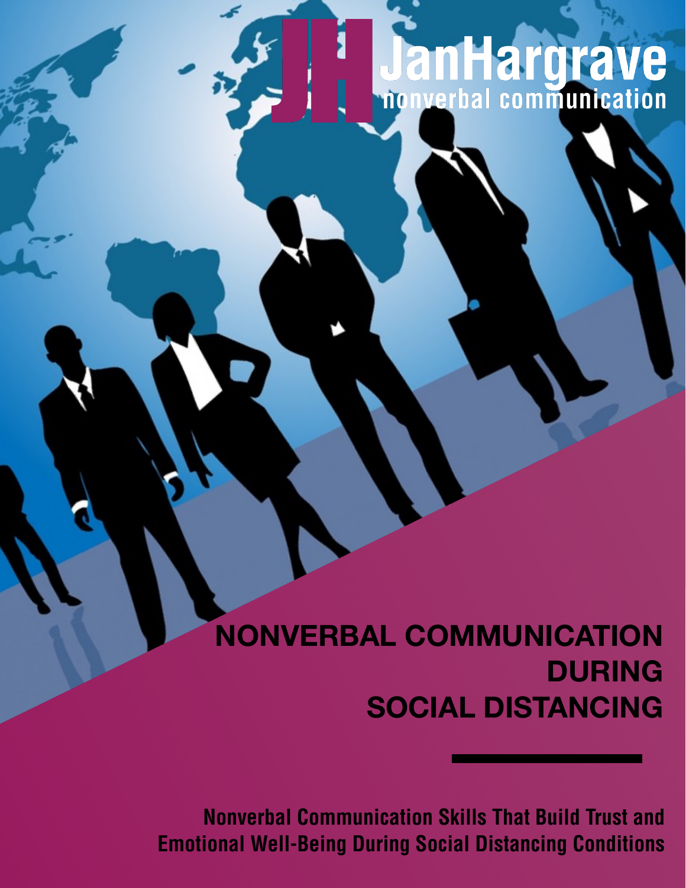JanHargrave
nonverbal communication

# NONVERBAL COMMUNICATION DURING SOCIAL DISTANCING

**Nonverbal Communication Skills That Build Trust and Emotional Well-Being During Social Distancing Conditions**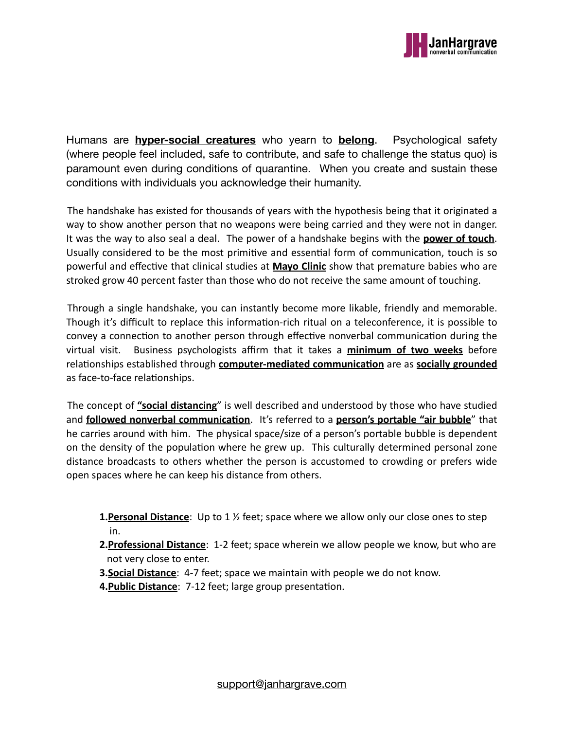Humans are **hyper-social creatures** who yearn to **belong**. Psychological safety (where people feel included, safe to contribute, and safe to challenge the status quo) is paramount even during conditions of quarantine. When you create and sustain these conditions with individuals you acknowledge their humanity.

The handshake has existed for thousands of years with the hypothesis being that it originated a way to show another person that no weapons were being carried and they were not in danger. It was the way to also seal a deal. The power of a handshake begins with the **power of touch**. Usually considered to be the most primitive and essential form of communication, touch is so powerful and effective that clinical studies at **Mayo Clinic** show that premature babies who are stroked grow 40 percent faster than those who do not receive the same amount of touching.

Through a single handshake, you can instantly become more likable, friendly and memorable. Though it's difficult to replace this information-rich ritual on a teleconference, it is possible to convey a connection to another person through effective nonverbal communication during the virtual visit. Business psychologists affirm that it takes a **minimum of two weeks** before relationships established through **computer-mediated communication** are as **socially grounded** as face-to-face relationships.

The concept of **"social distancing**" is well described and understood by those who have studied and **followed nonverbal communication**. It's referred to a **person's portable "air bubble**" that he carries around with him. The physical space/size of a person's portable bubble is dependent on the density of the population where he grew up. This culturally determined personal zone distance broadcasts to others whether the person is accustomed to crowding or prefers wide open spaces where he can keep his distance from others.

1. **Personal Distance**: Up to 1 ½ feet; space where we allow only our close ones to step in.
2. **Professional Distance**: 1-2 feet; space wherein we allow people we know, but who are not very close to enter.
3. **Social Distance**: 4-7 feet; space we maintain with people we do not know.
4. **Public Distance**: 7-12 feet; large group presentation.

support@janhargrave.com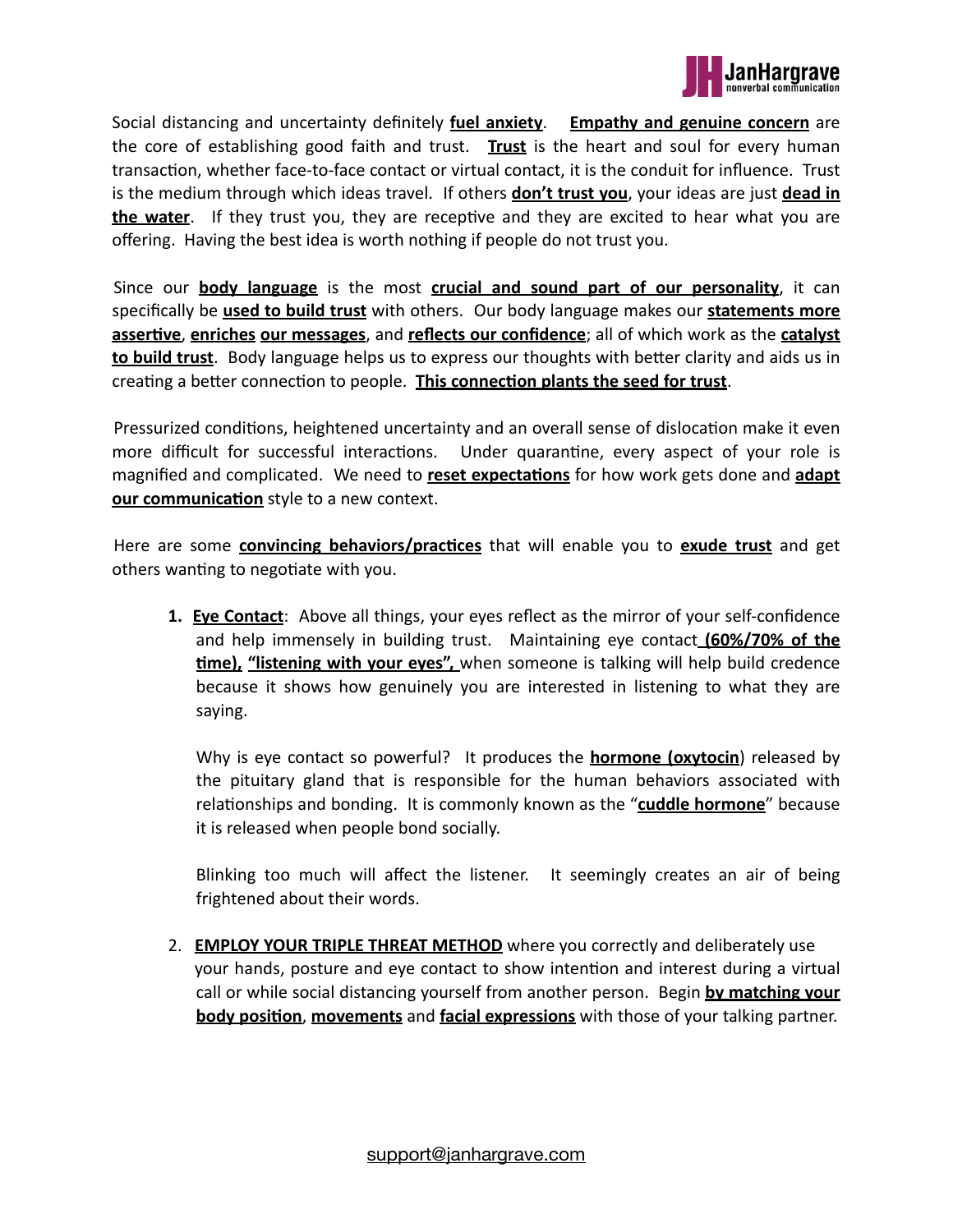Social distancing and uncertainty definitely **fuel anxiety**. **Empathy and genuine concern** are the core of establishing good faith and trust. **Trust** is the heart and soul for every human transaction, whether face-to-face contact or virtual contact, it is the conduit for influence. Trust is the medium through which ideas travel. If others **don't trust you**, your ideas are just **dead in the water**. If they trust you, they are receptive and they are excited to hear what you are offering. Having the best idea is worth nothing if people do not trust you.

Since our **body language** is the most **crucial and sound part of our personality**, it can specifically be **used to build trust** with others. Our body language makes our **statements more assertive**, **enriches our messages**, and **reflects our confidence**; all of which work as the **catalyst to build trust**. Body language helps us to express our thoughts with better clarity and aids us in creating a better connection to people. **This connection plants the seed for trust**.

Pressurized conditions, heightened uncertainty and an overall sense of dislocation make it even more difficult for successful interactions. Under quarantine, every aspect of your role is magnified and complicated. We need to **reset expectations** for how work gets done and **adapt our communication** style to a new context.

Here are some **convincing behaviors/practices** that will enable you to **exude trust** and get others wanting to negotiate with you.

1. **Eye Contact**: Above all things, your eyes reflect as the mirror of your self-confidence and help immensely in building trust. Maintaining eye contact **(60%/70% of the time), "listening with your eyes",** when someone is talking will help build credence because it shows how genuinely you are interested in listening to what they are saying.

   Why is eye contact so powerful? It produces the **hormone (oxytocin**) released by the pituitary gland that is responsible for the human behaviors associated with relationships and bonding. It is commonly known as the "**cuddle hormone**" because it is released when people bond socially.

   Blinking too much will affect the listener. It seemingly creates an air of being frightened about their words.

2. **EMPLOY YOUR TRIPLE THREAT METHOD** where you correctly and deliberately use your hands, posture and eye contact to show intention and interest during a virtual call or while social distancing yourself from another person. Begin **by matching your body position**, **movements** and **facial expressions** with those of your talking partner.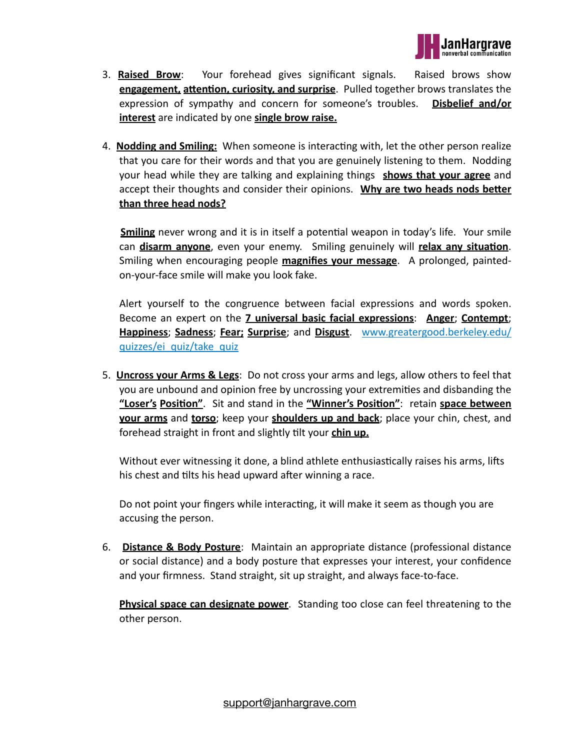3. **Raised Brow**: Your forehead gives significant signals. Raised brows show **engagement, attention, curiosity, and surprise**. Pulled together brows translates the expression of sympathy and concern for someone's troubles. **Disbelief and/or interest** are indicated by one **single brow raise.**

4. **Nodding and Smiling:** When someone is interacting with, let the other person realize that you care for their words and that you are genuinely listening to them. Nodding your head while they are talking and explaining things **shows that your agree** and accept their thoughts and consider their opinions. **Why are two heads nods better than three head nods?**

   **Smiling** never wrong and it is in itself a potential weapon in today's life. Your smile can **disarm anyone**, even your enemy. Smiling genuinely will **relax any situation**. Smiling when encouraging people **magnifies your message**. A prolonged, painted-on-your-face smile will make you look fake.

   Alert yourself to the congruence between facial expressions and words spoken. Become an expert on the **7 universal basic facial expressions**: **Anger**; **Contempt**; **Happiness**; **Sadness**; **Fear;** **Surprise**; and **Disgust**. www.greatergood.berkeley.edu/quizzes/ei_quiz/take_quiz

5. **Uncross your Arms & Legs**: Do not cross your arms and legs, allow others to feel that you are unbound and opinion free by uncrossing your extremities and disbanding the **"Loser's Position"**. Sit and stand in the **"Winner's Position"**: retain **space between your arms** and **torso**; keep your **shoulders up and back**; place your chin, chest, and forehead straight in front and slightly tilt your **chin up.**

   Without ever witnessing it done, a blind athlete enthusiastically raises his arms, lifts his chest and tilts his head upward after winning a race.

   Do not point your fingers while interacting, it will make it seem as though you are accusing the person.

6. **Distance & Body Posture**: Maintain an appropriate distance (professional distance or social distance) and a body posture that expresses your interest, your confidence and your firmness. Stand straight, sit up straight, and always face-to-face.

   **Physical space can designate power**. Standing too close can feel threatening to the other person.

support@janhargrave.com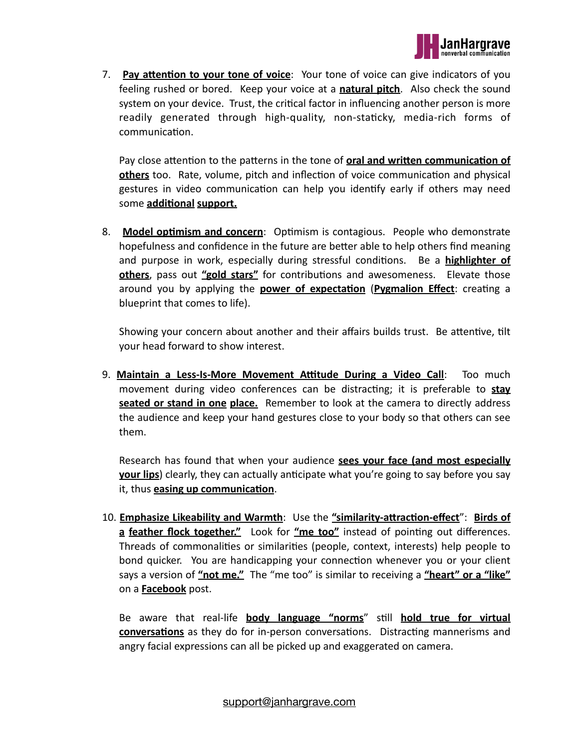7. **Pay attention to your tone of voice**: Your tone of voice can give indicators of you feeling rushed or bored. Keep your voice at a **natural pitch**. Also check the sound system on your device. Trust, the critical factor in influencing another person is more readily generated through high-quality, non-staticky, media-rich forms of communication.

   Pay close attention to the patterns in the tone of **oral and written communication of others** too. Rate, volume, pitch and inflection of voice communication and physical gestures in video communication can help you identify early if others may need some **additional support.**

8. **Model optimism and concern**: Optimism is contagious. People who demonstrate hopefulness and confidence in the future are better able to help others find meaning and purpose in work, especially during stressful conditions. Be a **highlighter of others**, pass out **"gold stars"** for contributions and awesomeness. Elevate those around you by applying the **power of expectation** (**Pygmalion Effect**: creating a blueprint that comes to life).

   Showing your concern about another and their affairs builds trust. Be attentive, tilt your head forward to show interest.

9. **Maintain a Less-Is-More Movement Attitude During a Video Call**: Too much movement during video conferences can be distracting; it is preferable to **stay seated or stand in one place.** Remember to look at the camera to directly address the audience and keep your hand gestures close to your body so that others can see them.

   Research has found that when your audience **sees your face (and most especially your lips**) clearly, they can actually anticipate what you're going to say before you say it, thus **easing up communication**.

10. **Emphasize Likeability and Warmth**: Use the **"similarity-attraction-effect**": **Birds of a feather flock together."** Look for **"me too"** instead of pointing out differences. Threads of commonalities or similarities (people, context, interests) help people to bond quicker. You are handicapping your connection whenever you or your client says a version of **"not me."** The "me too" is similar to receiving a **"heart" or a "like"** on a **Facebook** post.

    Be aware that real-life **body language "norms**" still **hold true for virtual conversations** as they do for in-person conversations. Distracting mannerisms and angry facial expressions can all be picked up and exaggerated on camera.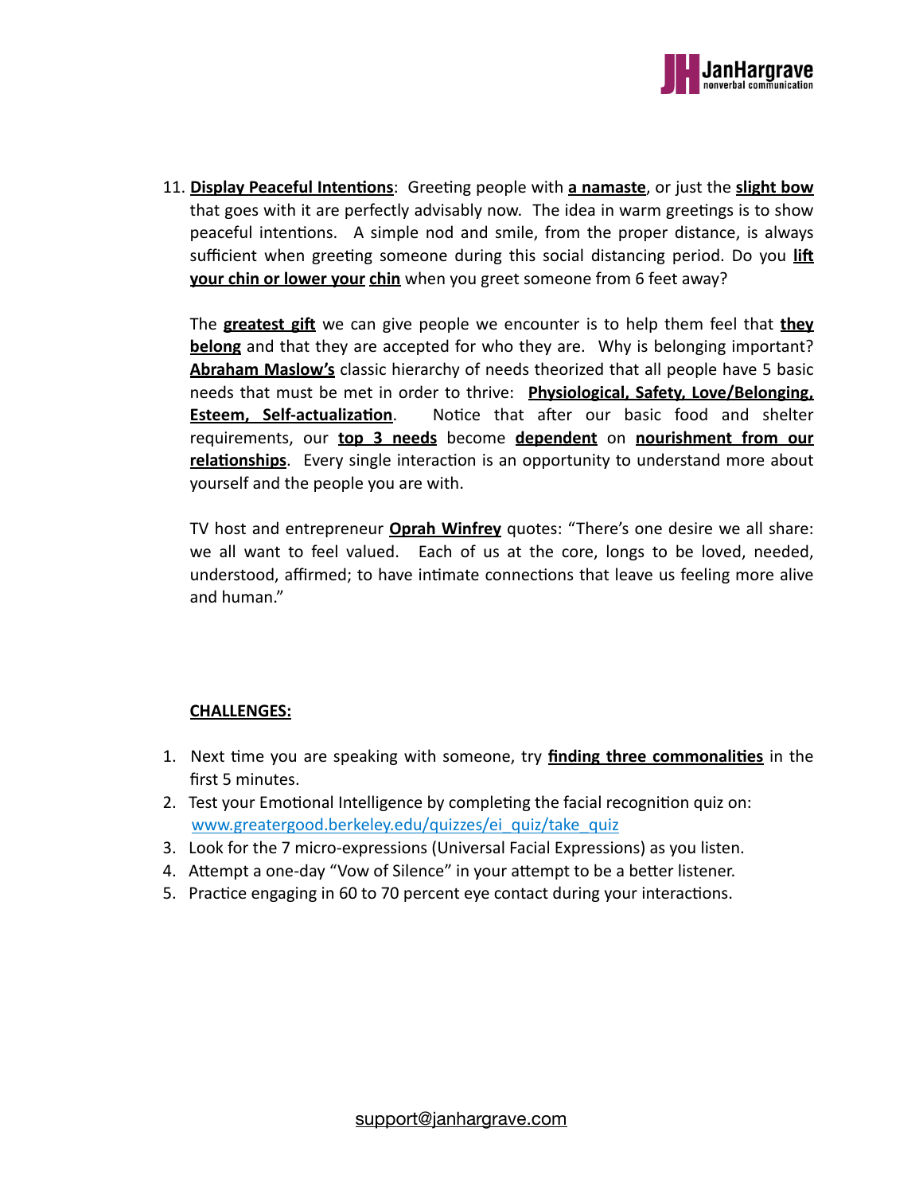11. **Display Peaceful Intentions**: Greeting people with **a namaste**, or just the **slight bow** that goes with it are perfectly advisably now. The idea in warm greetings is to show peaceful intentions. A simple nod and smile, from the proper distance, is always sufficient when greeting someone during this social distancing period. Do you **lift your chin or lower your chin** when you greet someone from 6 feet away?

    The **greatest gift** we can give people we encounter is to help them feel that **they belong** and that they are accepted for who they are. Why is belonging important? **Abraham Maslow's** classic hierarchy of needs theorized that all people have 5 basic needs that must be met in order to thrive: **Physiological, Safety, Love/Belonging, Esteem, Self-actualization**. Notice that after our basic food and shelter requirements, our **top 3 needs** become **dependent** on **nourishment from our relationships**. Every single interaction is an opportunity to understand more about yourself and the people you are with.

    TV host and entrepreneur **Oprah Winfrey** quotes: "There's one desire we all share: we all want to feel valued. Each of us at the core, longs to be loved, needed, understood, affirmed; to have intimate connections that leave us feeling more alive and human."

**CHALLENGES:**

1. Next time you are speaking with someone, try **finding three commonalities** in the first 5 minutes.
2. Test your Emotional Intelligence by completing the facial recognition quiz on: www.greatergood.berkeley.edu/quizzes/ei_quiz/take_quiz
3. Look for the 7 micro-expressions (Universal Facial Expressions) as you listen.
4. Attempt a one-day "Vow of Silence" in your attempt to be a better listener.
5. Practice engaging in 60 to 70 percent eye contact during your interactions.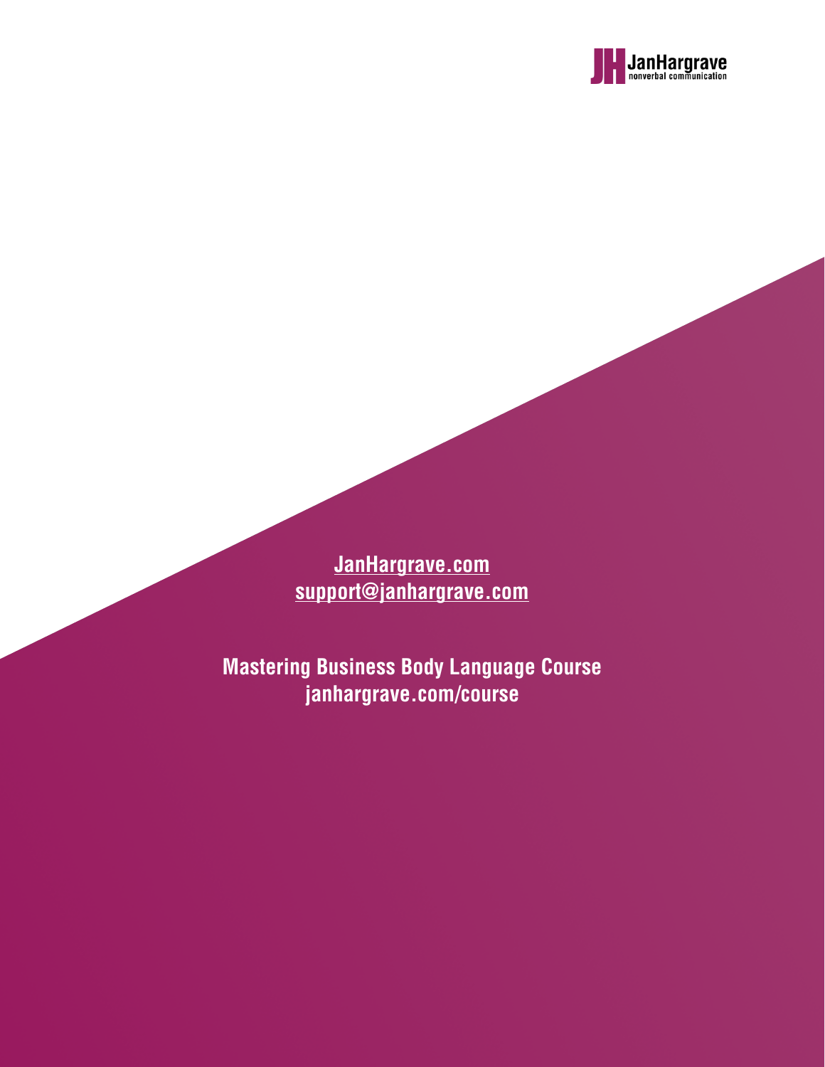JanHargrave
nonverbal communication

[JanHargrave.com](JanHargrave.com)
[support@janhargrave.com](mailto:support@janhargrave.com)

**Mastering Business Body Language Course**
**janhargrave.com/course**